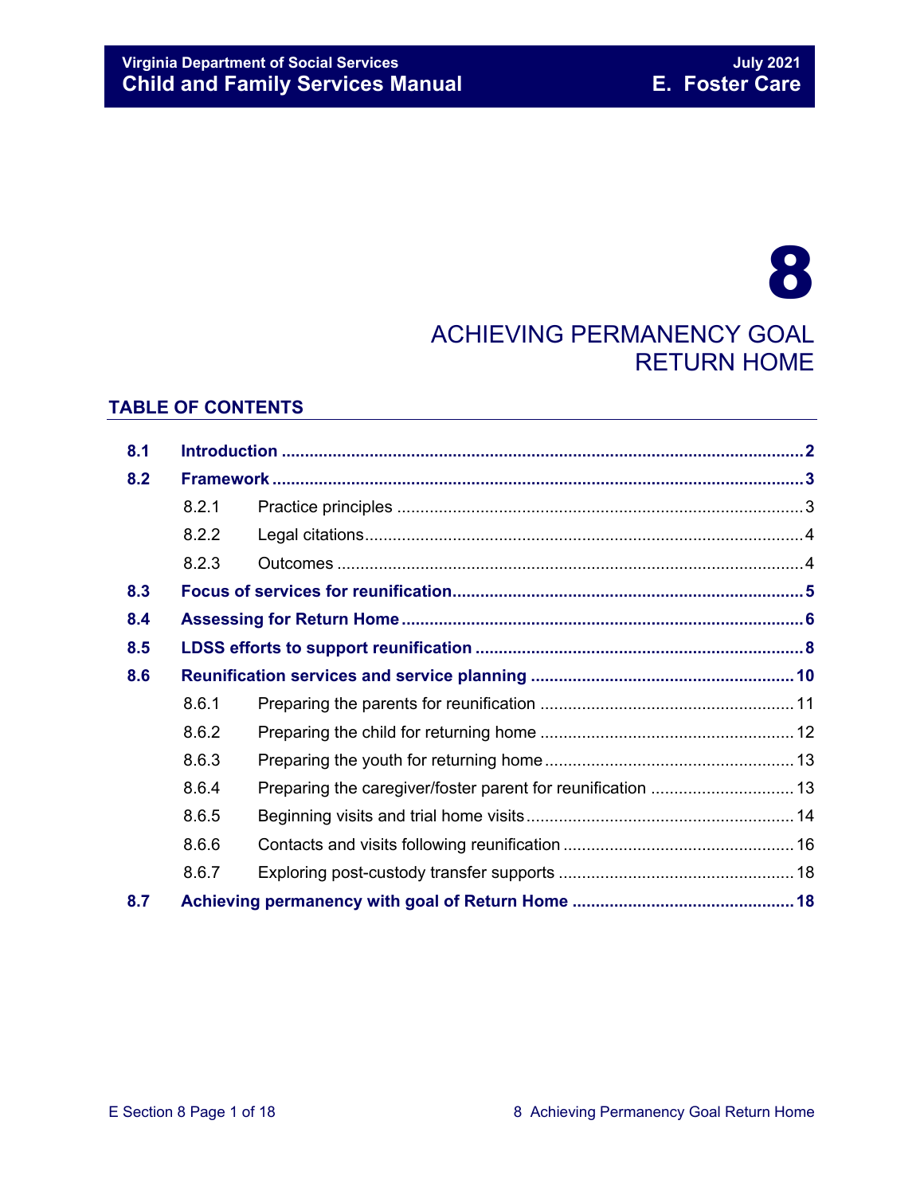# 8

## ACHIEVING PERMANENCY GOAL RETURN HOME

### TABLE OF CONTENTS

| | | | |
|---|---|---|---|
| **8.1** | **Introduction** | | **2** |
| **8.2** | **Framework** | | **3** |
| | 8.2.1 | Practice principles | 3 |
| | 8.2.2 | Legal citations | 4 |
| | 8.2.3 | Outcomes | 4 |
| **8.3** | **Focus of services for reunification** | | **5** |
| **8.4** | **Assessing for Return Home** | | **6** |
| **8.5** | **LDSS efforts to support reunification** | | **8** |
| **8.6** | **Reunification services and service planning** | | **10** |
| | 8.6.1 | Preparing the parents for reunification | 11 |
| | 8.6.2 | Preparing the child for returning home | 12 |
| | 8.6.3 | Preparing the youth for returning home | 13 |
| | 8.6.4 | Preparing the caregiver/foster parent for reunification | 13 |
| | 8.6.5 | Beginning visits and trial home visits | 14 |
| | 8.6.6 | Contacts and visits following reunification | 16 |
| | 8.6.7 | Exploring post-custody transfer supports | 18 |
| **8.7** | **Achieving permanency with goal of Return Home** | | **18** |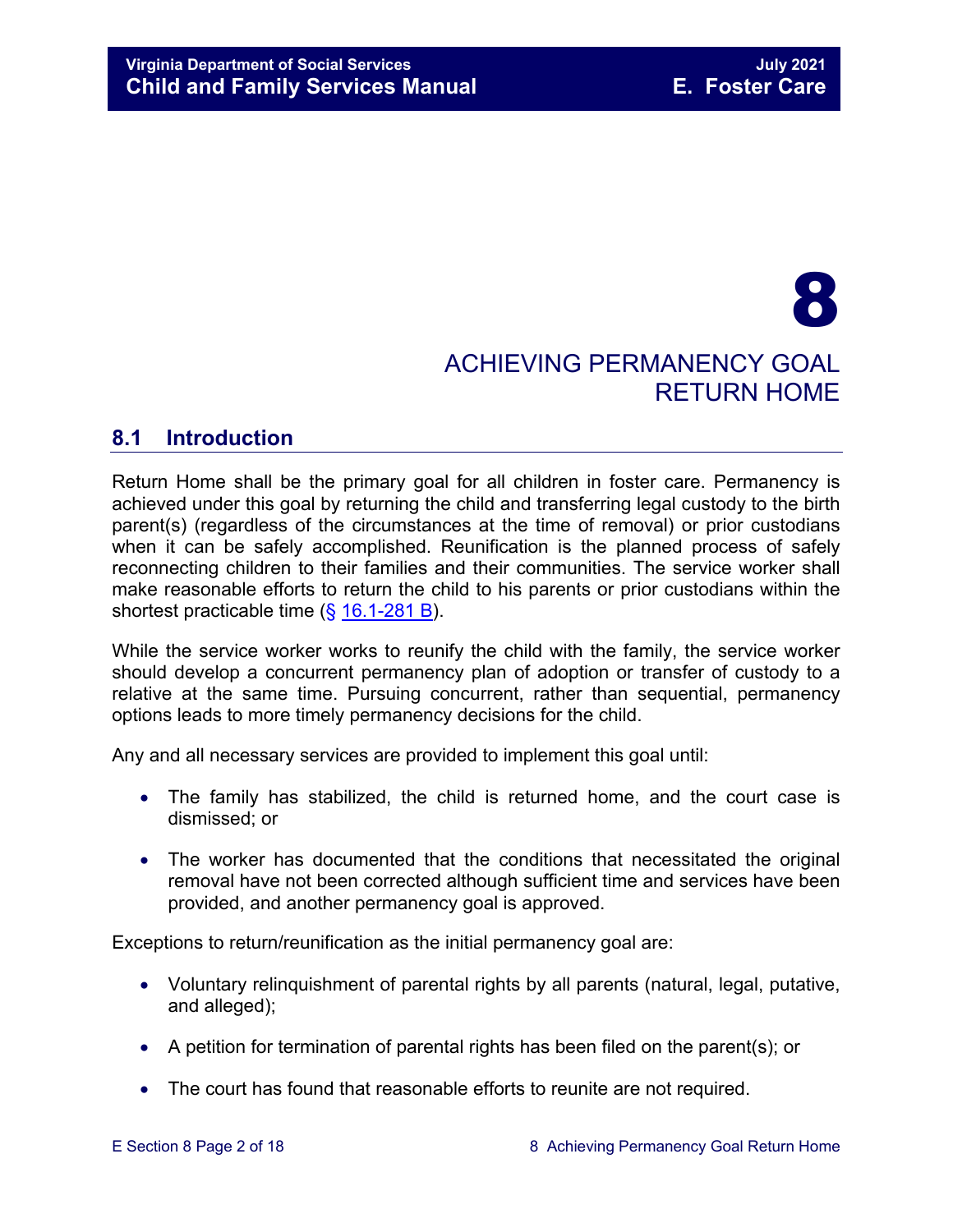# 8

# ACHIEVING PERMANENCY GOAL RETURN HOME

## 8.1 Introduction

Return Home shall be the primary goal for all children in foster care. Permanency is achieved under this goal by returning the child and transferring legal custody to the birth parent(s) (regardless of the circumstances at the time of removal) or prior custodians when it can be safely accomplished. Reunification is the planned process of safely reconnecting children to their families and their communities. The service worker shall make reasonable efforts to return the child to his parents or prior custodians within the shortest practicable time (§ 16.1-281 B).

While the service worker works to reunify the child with the family, the service worker should develop a concurrent permanency plan of adoption or transfer of custody to a relative at the same time. Pursuing concurrent, rather than sequential, permanency options leads to more timely permanency decisions for the child.

Any and all necessary services are provided to implement this goal until:

- The family has stabilized, the child is returned home, and the court case is dismissed; or
- The worker has documented that the conditions that necessitated the original removal have not been corrected although sufficient time and services have been provided, and another permanency goal is approved.

Exceptions to return/reunification as the initial permanency goal are:

- Voluntary relinquishment of parental rights by all parents (natural, legal, putative, and alleged);
- A petition for termination of parental rights has been filed on the parent(s); or
- The court has found that reasonable efforts to reunite are not required.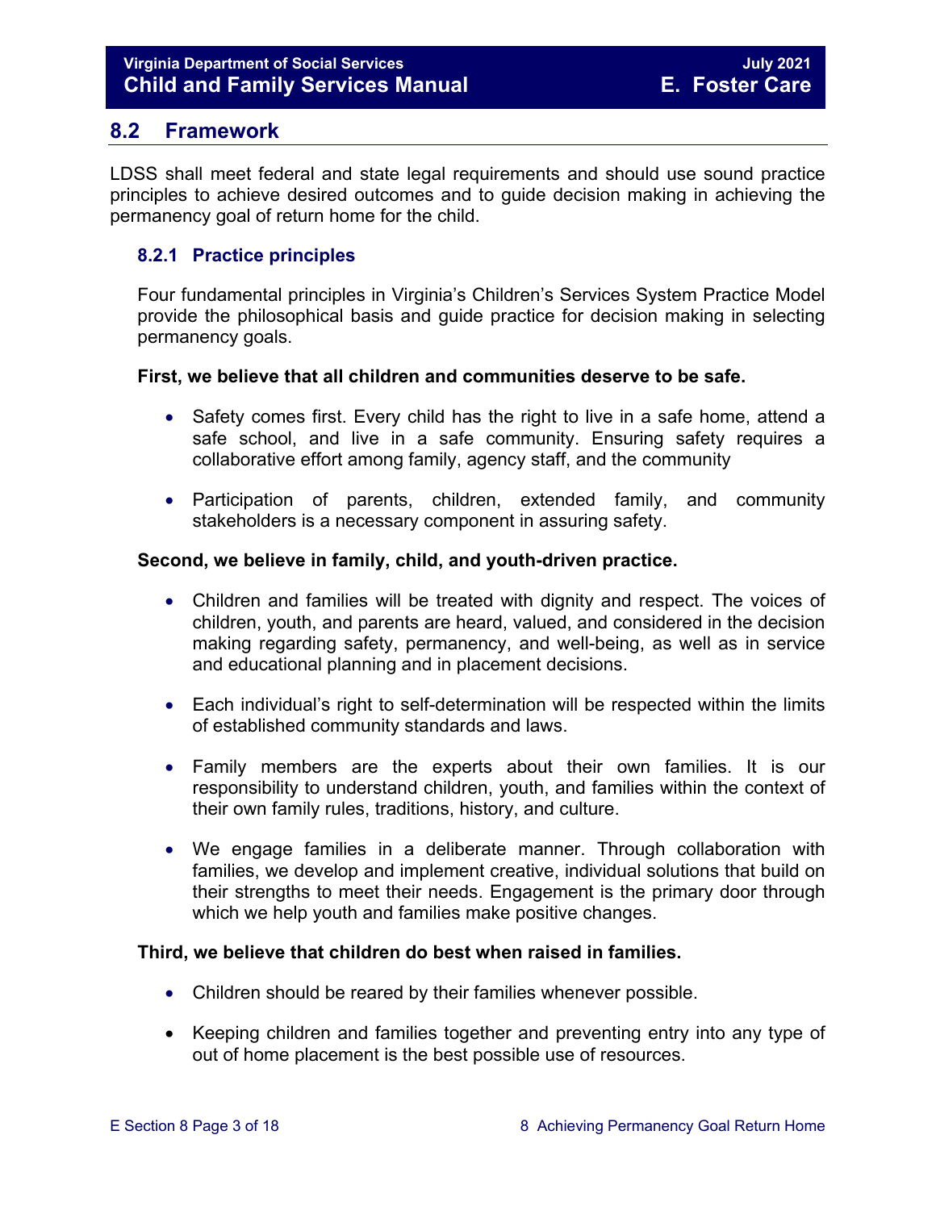## 8.2 Framework

LDSS shall meet federal and state legal requirements and should use sound practice principles to achieve desired outcomes and to guide decision making in achieving the permanency goal of return home for the child.

### 8.2.1 Practice principles

Four fundamental principles in Virginia's Children's Services System Practice Model provide the philosophical basis and guide practice for decision making in selecting permanency goals.

**First, we believe that all children and communities deserve to be safe.**

- Safety comes first. Every child has the right to live in a safe home, attend a safe school, and live in a safe community. Ensuring safety requires a collaborative effort among family, agency staff, and the community

- Participation of parents, children, extended family, and community stakeholders is a necessary component in assuring safety.

**Second, we believe in family, child, and youth-driven practice.**

- Children and families will be treated with dignity and respect. The voices of children, youth, and parents are heard, valued, and considered in the decision making regarding safety, permanency, and well-being, as well as in service and educational planning and in placement decisions.

- Each individual's right to self-determination will be respected within the limits of established community standards and laws.

- Family members are the experts about their own families. It is our responsibility to understand children, youth, and families within the context of their own family rules, traditions, history, and culture.

- We engage families in a deliberate manner. Through collaboration with families, we develop and implement creative, individual solutions that build on their strengths to meet their needs. Engagement is the primary door through which we help youth and families make positive changes.

**Third, we believe that children do best when raised in families.**

- Children should be reared by their families whenever possible.

- Keeping children and families together and preventing entry into any type of out of home placement is the best possible use of resources.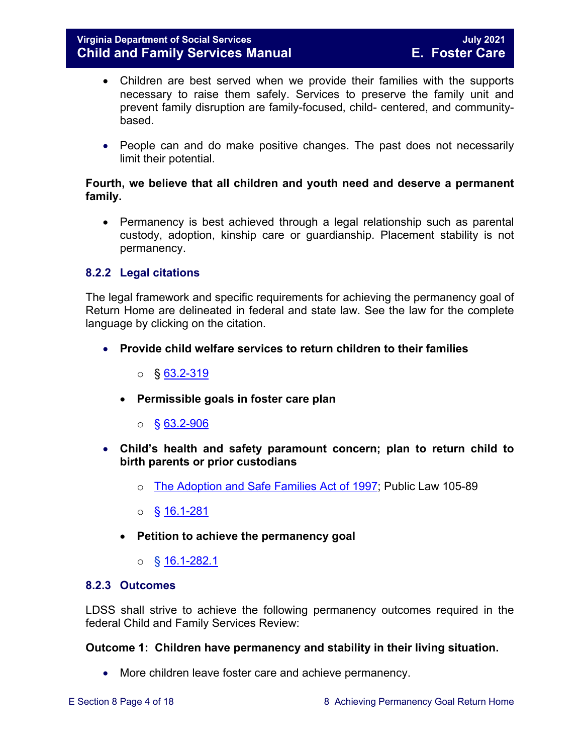- Children are best served when we provide their families with the supports necessary to raise them safely. Services to preserve the family unit and prevent family disruption are family-focused, child- centered, and community-based.

- People can and do make positive changes. The past does not necessarily limit their potential.

**Fourth, we believe that all children and youth need and deserve a permanent family.**

- Permanency is best achieved through a legal relationship such as parental custody, adoption, kinship care or guardianship. Placement stability is not permanency.

### 8.2.2 Legal citations

The legal framework and specific requirements for achieving the permanency goal of Return Home are delineated in federal and state law. See the law for the complete language by clicking on the citation.

- **Provide child welfare services to return children to their families**
    - § 63.2-319
  - **Permissible goals in foster care plan**
    - § 63.2-906
- **Child's health and safety paramount concern; plan to return child to birth parents or prior custodians**
    - The Adoption and Safe Families Act of 1997; Public Law 105-89
    - § 16.1-281
  - **Petition to achieve the permanency goal**
    - § 16.1-282.1

### 8.2.3 Outcomes

LDSS shall strive to achieve the following permanency outcomes required in the federal Child and Family Services Review:

**Outcome 1: Children have permanency and stability in their living situation.**

- More children leave foster care and achieve permanency.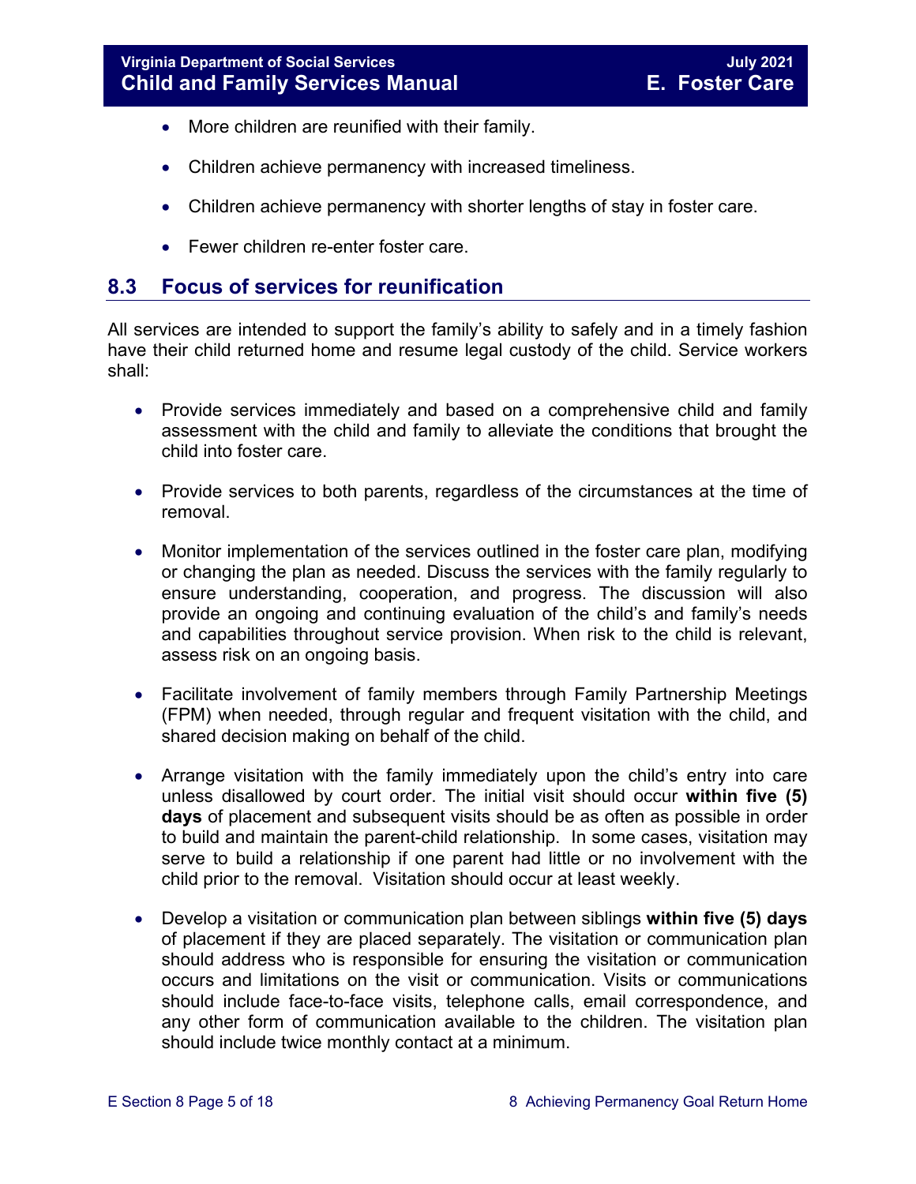- More children are reunified with their family.
- Children achieve permanency with increased timeliness.
- Children achieve permanency with shorter lengths of stay in foster care.
- Fewer children re-enter foster care.

## 8.3 Focus of services for reunification

All services are intended to support the family's ability to safely and in a timely fashion have their child returned home and resume legal custody of the child. Service workers shall:

- Provide services immediately and based on a comprehensive child and family assessment with the child and family to alleviate the conditions that brought the child into foster care.
- Provide services to both parents, regardless of the circumstances at the time of removal.
- Monitor implementation of the services outlined in the foster care plan, modifying or changing the plan as needed. Discuss the services with the family regularly to ensure understanding, cooperation, and progress. The discussion will also provide an ongoing and continuing evaluation of the child's and family's needs and capabilities throughout service provision. When risk to the child is relevant, assess risk on an ongoing basis.
- Facilitate involvement of family members through Family Partnership Meetings (FPM) when needed, through regular and frequent visitation with the child, and shared decision making on behalf of the child.
- Arrange visitation with the family immediately upon the child's entry into care unless disallowed by court order. The initial visit should occur **within five (5) days** of placement and subsequent visits should be as often as possible in order to build and maintain the parent-child relationship. In some cases, visitation may serve to build a relationship if one parent had little or no involvement with the child prior to the removal. Visitation should occur at least weekly.
- Develop a visitation or communication plan between siblings **within five (5) days** of placement if they are placed separately. The visitation or communication plan should address who is responsible for ensuring the visitation or communication occurs and limitations on the visit or communication. Visits or communications should include face-to-face visits, telephone calls, email correspondence, and any other form of communication available to the children. The visitation plan should include twice monthly contact at a minimum.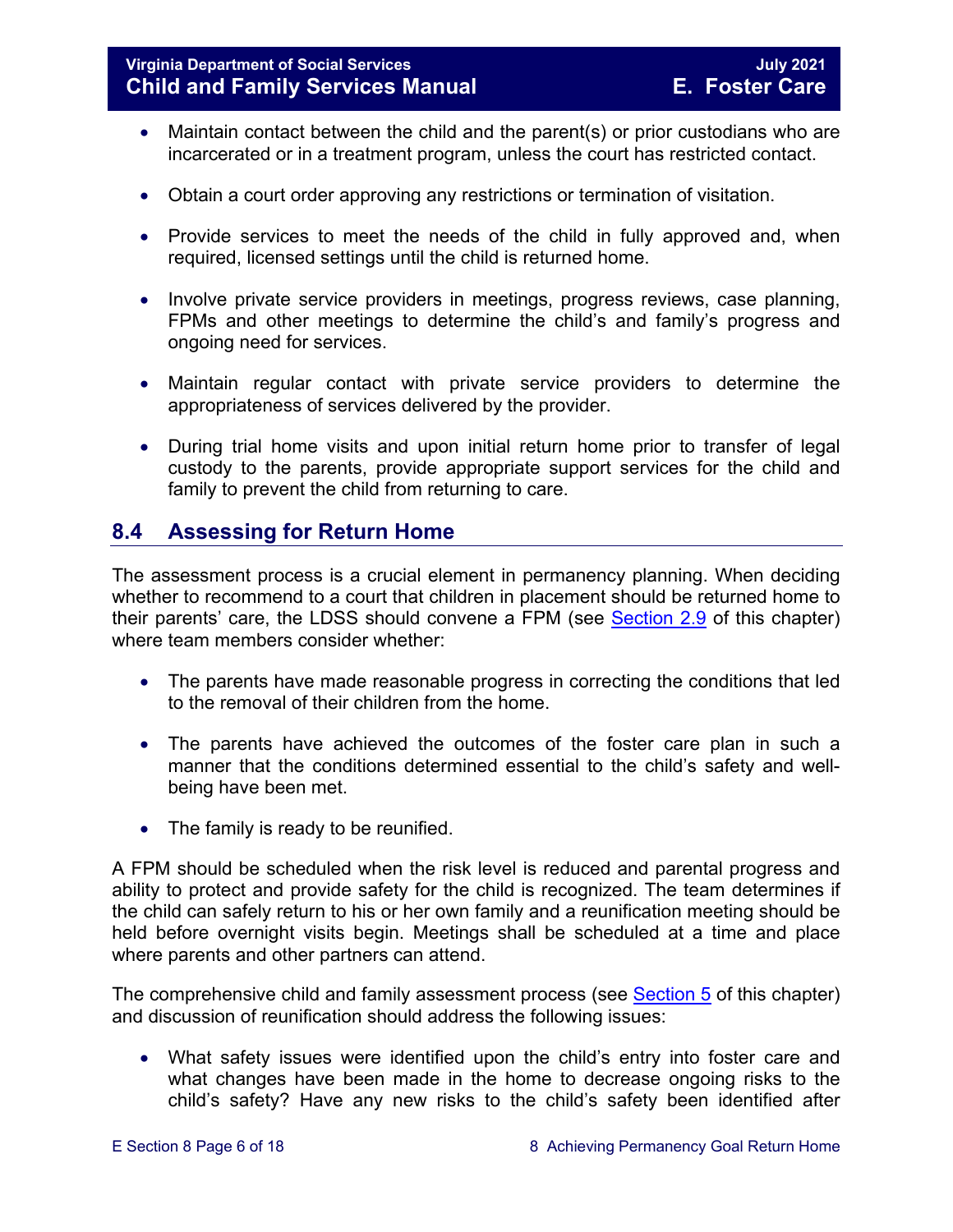- Maintain contact between the child and the parent(s) or prior custodians who are incarcerated or in a treatment program, unless the court has restricted contact.

- Obtain a court order approving any restrictions or termination of visitation.

- Provide services to meet the needs of the child in fully approved and, when required, licensed settings until the child is returned home.

- Involve private service providers in meetings, progress reviews, case planning, FPMs and other meetings to determine the child's and family's progress and ongoing need for services.

- Maintain regular contact with private service providers to determine the appropriateness of services delivered by the provider.

- During trial home visits and upon initial return home prior to transfer of legal custody to the parents, provide appropriate support services for the child and family to prevent the child from returning to care.

## 8.4 Assessing for Return Home

The assessment process is a crucial element in permanency planning. When deciding whether to recommend to a court that children in placement should be returned home to their parents' care, the LDSS should convene a FPM (see Section 2.9 of this chapter) where team members consider whether:

- The parents have made reasonable progress in correcting the conditions that led to the removal of their children from the home.

- The parents have achieved the outcomes of the foster care plan in such a manner that the conditions determined essential to the child's safety and well-being have been met.

- The family is ready to be reunified.

A FPM should be scheduled when the risk level is reduced and parental progress and ability to protect and provide safety for the child is recognized. The team determines if the child can safely return to his or her own family and a reunification meeting should be held before overnight visits begin. Meetings shall be scheduled at a time and place where parents and other partners can attend.

The comprehensive child and family assessment process (see Section 5 of this chapter) and discussion of reunification should address the following issues:

- What safety issues were identified upon the child's entry into foster care and what changes have been made in the home to decrease ongoing risks to the child's safety? Have any new risks to the child's safety been identified after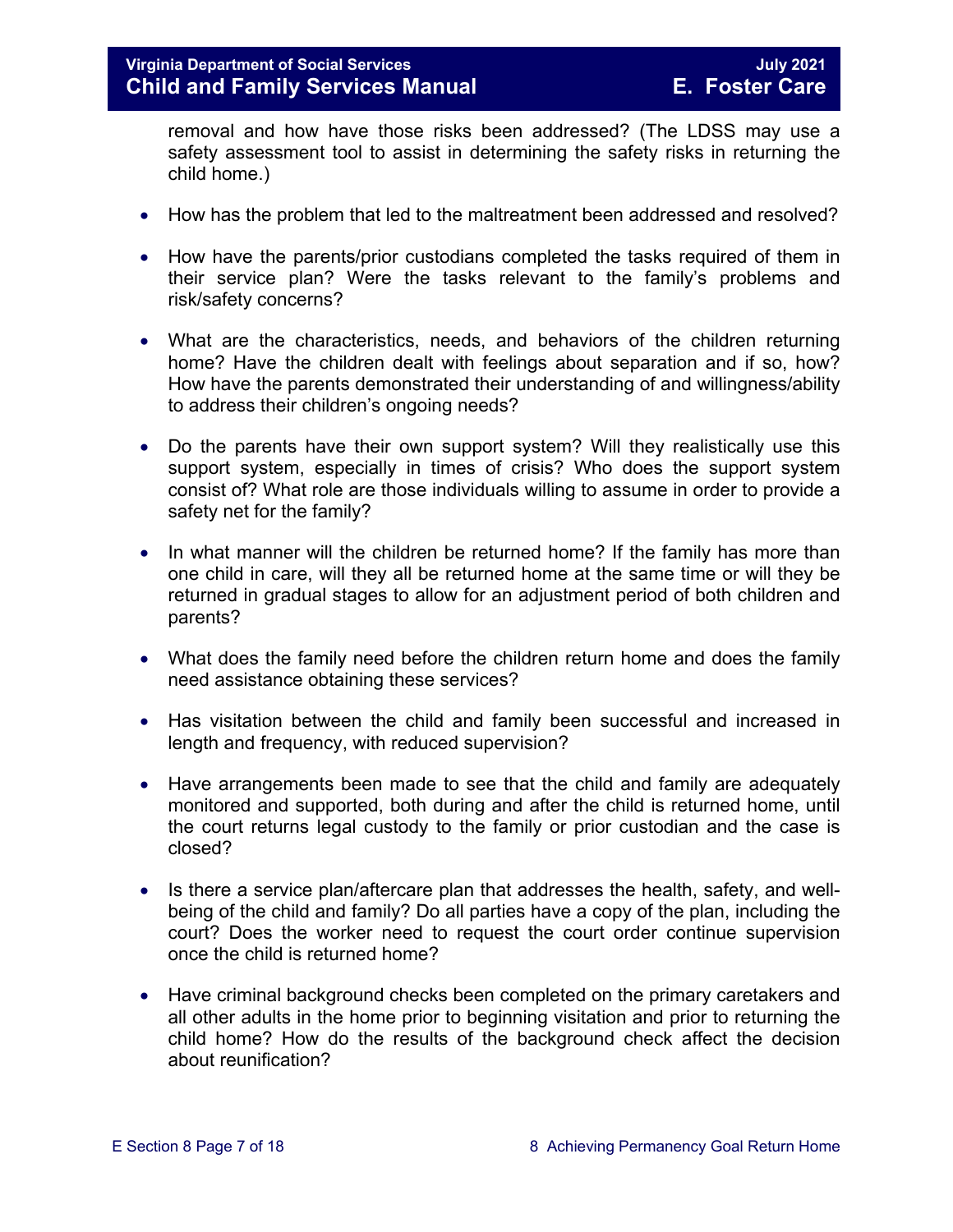removal and how have those risks been addressed? (The LDSS may use a safety assessment tool to assist in determining the safety risks in returning the child home.)

- How has the problem that led to the maltreatment been addressed and resolved?
- How have the parents/prior custodians completed the tasks required of them in their service plan? Were the tasks relevant to the family's problems and risk/safety concerns?
- What are the characteristics, needs, and behaviors of the children returning home? Have the children dealt with feelings about separation and if so, how? How have the parents demonstrated their understanding of and willingness/ability to address their children's ongoing needs?
- Do the parents have their own support system? Will they realistically use this support system, especially in times of crisis? Who does the support system consist of? What role are those individuals willing to assume in order to provide a safety net for the family?
- In what manner will the children be returned home? If the family has more than one child in care, will they all be returned home at the same time or will they be returned in gradual stages to allow for an adjustment period of both children and parents?
- What does the family need before the children return home and does the family need assistance obtaining these services?
- Has visitation between the child and family been successful and increased in length and frequency, with reduced supervision?
- Have arrangements been made to see that the child and family are adequately monitored and supported, both during and after the child is returned home, until the court returns legal custody to the family or prior custodian and the case is closed?
- Is there a service plan/aftercare plan that addresses the health, safety, and well-being of the child and family? Do all parties have a copy of the plan, including the court? Does the worker need to request the court order continue supervision once the child is returned home?
- Have criminal background checks been completed on the primary caretakers and all other adults in the home prior to beginning visitation and prior to returning the child home? How do the results of the background check affect the decision about reunification?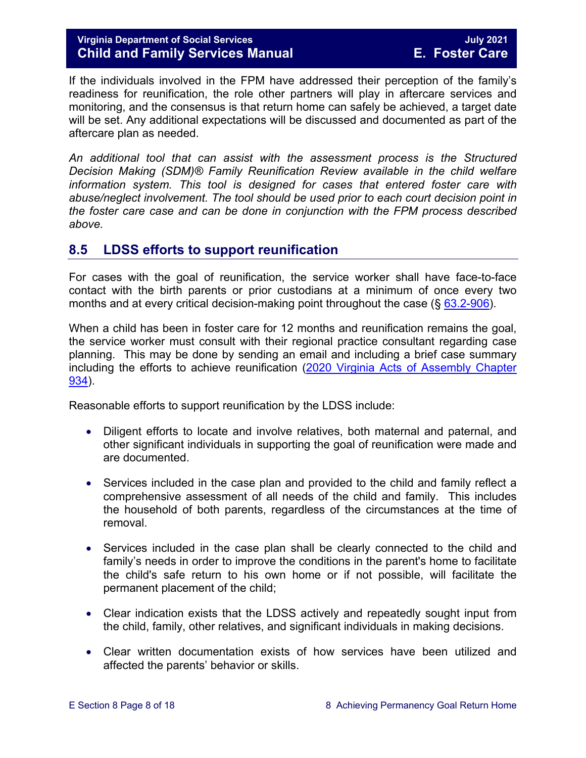If the individuals involved in the FPM have addressed their perception of the family's readiness for reunification, the role other partners will play in aftercare services and monitoring, and the consensus is that return home can safely be achieved, a target date will be set. Any additional expectations will be discussed and documented as part of the aftercare plan as needed.

*An additional tool that can assist with the assessment process is the Structured Decision Making (SDM)® Family Reunification Review available in the child welfare information system. This tool is designed for cases that entered foster care with abuse/neglect involvement. The tool should be used prior to each court decision point in the foster care case and can be done in conjunction with the FPM process described above.*

## 8.5 LDSS efforts to support reunification

For cases with the goal of reunification, the service worker shall have face-to-face contact with the birth parents or prior custodians at a minimum of once every two months and at every critical decision-making point throughout the case (§ 63.2-906).

When a child has been in foster care for 12 months and reunification remains the goal, the service worker must consult with their regional practice consultant regarding case planning. This may be done by sending an email and including a brief case summary including the efforts to achieve reunification (2020 Virginia Acts of Assembly Chapter 934).

Reasonable efforts to support reunification by the LDSS include:

- Diligent efforts to locate and involve relatives, both maternal and paternal, and other significant individuals in supporting the goal of reunification were made and are documented.
- Services included in the case plan and provided to the child and family reflect a comprehensive assessment of all needs of the child and family. This includes the household of both parents, regardless of the circumstances at the time of removal.
- Services included in the case plan shall be clearly connected to the child and family's needs in order to improve the conditions in the parent's home to facilitate the child's safe return to his own home or if not possible, will facilitate the permanent placement of the child;
- Clear indication exists that the LDSS actively and repeatedly sought input from the child, family, other relatives, and significant individuals in making decisions.
- Clear written documentation exists of how services have been utilized and affected the parents' behavior or skills.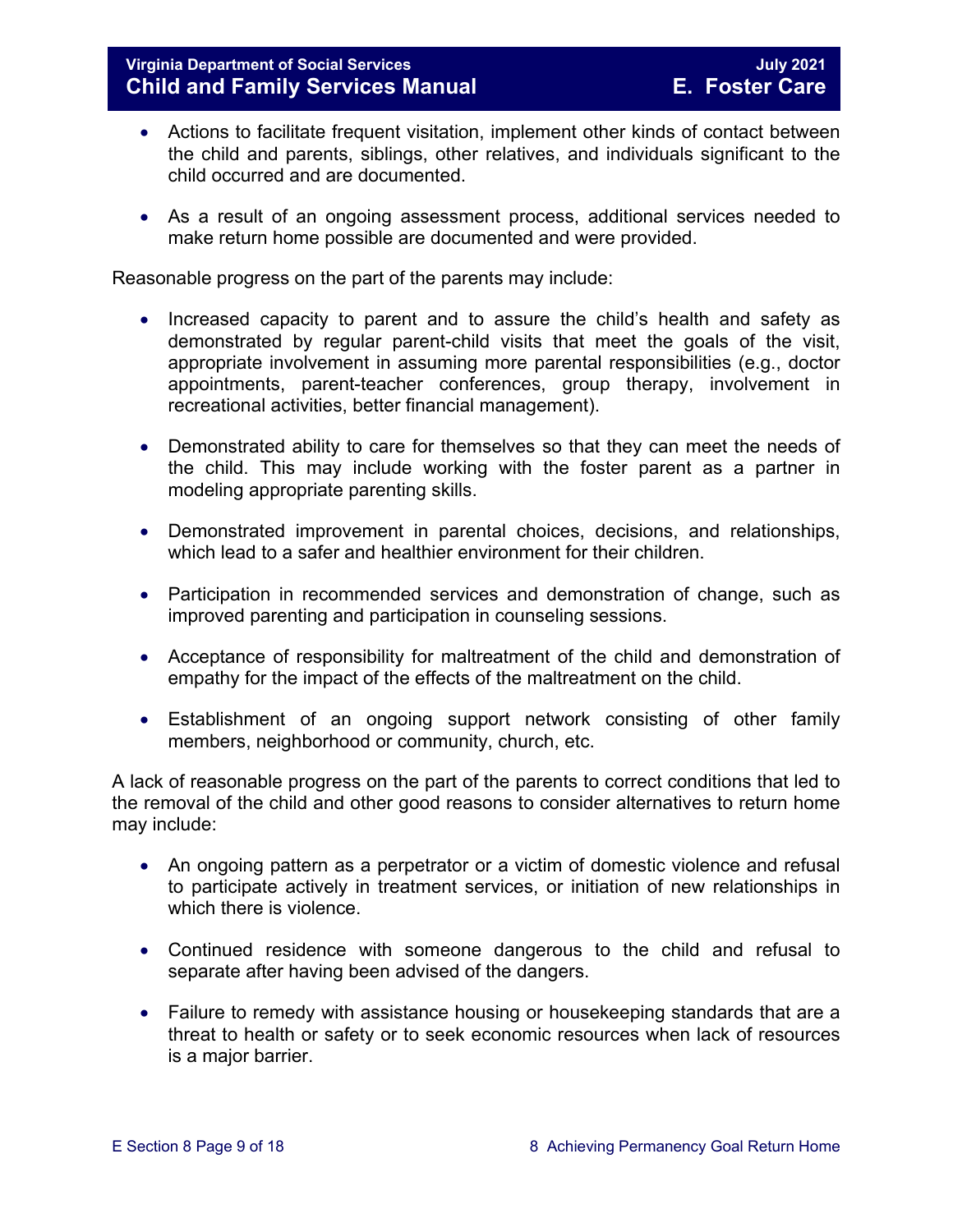- Actions to facilitate frequent visitation, implement other kinds of contact between the child and parents, siblings, other relatives, and individuals significant to the child occurred and are documented.

- As a result of an ongoing assessment process, additional services needed to make return home possible are documented and were provided.

Reasonable progress on the part of the parents may include:

- Increased capacity to parent and to assure the child's health and safety as demonstrated by regular parent-child visits that meet the goals of the visit, appropriate involvement in assuming more parental responsibilities (e.g., doctor appointments, parent-teacher conferences, group therapy, involvement in recreational activities, better financial management).

- Demonstrated ability to care for themselves so that they can meet the needs of the child. This may include working with the foster parent as a partner in modeling appropriate parenting skills.

- Demonstrated improvement in parental choices, decisions, and relationships, which lead to a safer and healthier environment for their children.

- Participation in recommended services and demonstration of change, such as improved parenting and participation in counseling sessions.

- Acceptance of responsibility for maltreatment of the child and demonstration of empathy for the impact of the effects of the maltreatment on the child.

- Establishment of an ongoing support network consisting of other family members, neighborhood or community, church, etc.

A lack of reasonable progress on the part of the parents to correct conditions that led to the removal of the child and other good reasons to consider alternatives to return home may include:

- An ongoing pattern as a perpetrator or a victim of domestic violence and refusal to participate actively in treatment services, or initiation of new relationships in which there is violence.

- Continued residence with someone dangerous to the child and refusal to separate after having been advised of the dangers.

- Failure to remedy with assistance housing or housekeeping standards that are a threat to health or safety or to seek economic resources when lack of resources is a major barrier.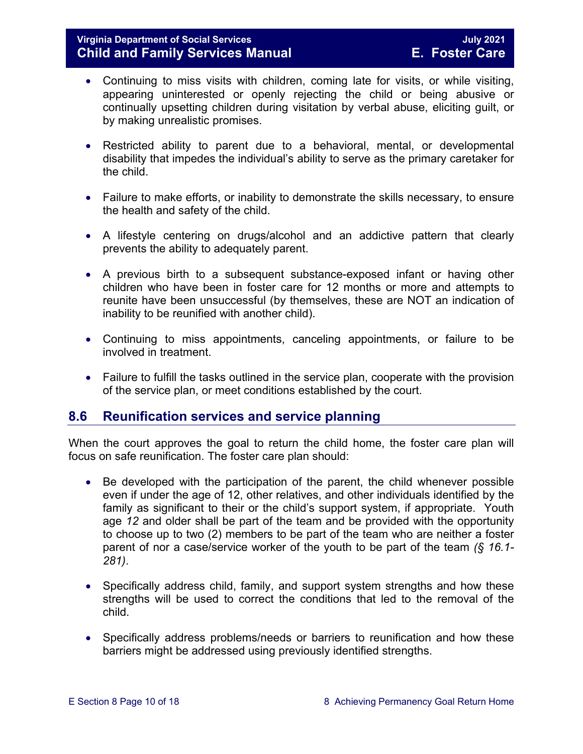- Continuing to miss visits with children, coming late for visits, or while visiting, appearing uninterested or openly rejecting the child or being abusive or continually upsetting children during visitation by verbal abuse, eliciting guilt, or by making unrealistic promises.

- Restricted ability to parent due to a behavioral, mental, or developmental disability that impedes the individual's ability to serve as the primary caretaker for the child.

- Failure to make efforts, or inability to demonstrate the skills necessary, to ensure the health and safety of the child.

- A lifestyle centering on drugs/alcohol and an addictive pattern that clearly prevents the ability to adequately parent.

- A previous birth to a subsequent substance-exposed infant or having other children who have been in foster care for 12 months or more and attempts to reunite have been unsuccessful (by themselves, these are NOT an indication of inability to be reunified with another child).

- Continuing to miss appointments, canceling appointments, or failure to be involved in treatment.

- Failure to fulfill the tasks outlined in the service plan, cooperate with the provision of the service plan, or meet conditions established by the court.

## 8.6 Reunification services and service planning

When the court approves the goal to return the child home, the foster care plan will focus on safe reunification. The foster care plan should:

- Be developed with the participation of the parent, the child whenever possible even if under the age of 12, other relatives, and other individuals identified by the family as significant to their or the child's support system, if appropriate. Youth age *12* and older shall be part of the team and be provided with the opportunity to choose up to two (2) members to be part of the team who are neither a foster parent of nor a case/service worker of the youth to be part of the team *(§ 16.1-281)*.

- Specifically address child, family, and support system strengths and how these strengths will be used to correct the conditions that led to the removal of the child.

- Specifically address problems/needs or barriers to reunification and how these barriers might be addressed using previously identified strengths.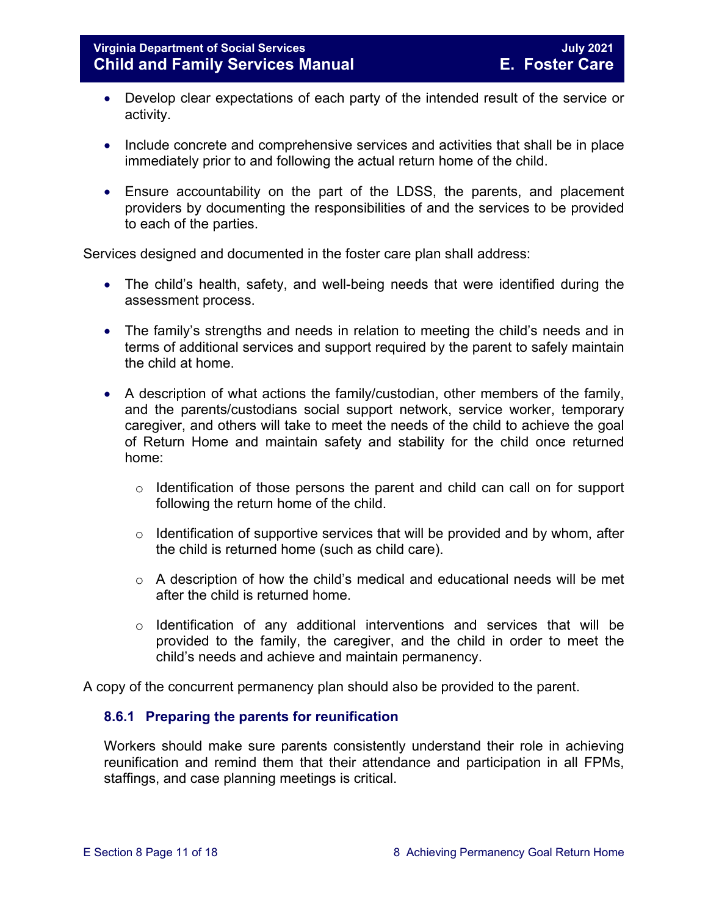- Develop clear expectations of each party of the intended result of the service or activity.
- Include concrete and comprehensive services and activities that shall be in place immediately prior to and following the actual return home of the child.
- Ensure accountability on the part of the LDSS, the parents, and placement providers by documenting the responsibilities of and the services to be provided to each of the parties.

Services designed and documented in the foster care plan shall address:

- The child's health, safety, and well-being needs that were identified during the assessment process.
- The family's strengths and needs in relation to meeting the child's needs and in terms of additional services and support required by the parent to safely maintain the child at home.
- A description of what actions the family/custodian, other members of the family, and the parents/custodians social support network, service worker, temporary caregiver, and others will take to meet the needs of the child to achieve the goal of Return Home and maintain safety and stability for the child once returned home:
    - Identification of those persons the parent and child can call on for support following the return home of the child.
    - Identification of supportive services that will be provided and by whom, after the child is returned home (such as child care).
    - A description of how the child's medical and educational needs will be met after the child is returned home.
    - Identification of any additional interventions and services that will be provided to the family, the caregiver, and the child in order to meet the child's needs and achieve and maintain permanency.

A copy of the concurrent permanency plan should also be provided to the parent.

### 8.6.1 Preparing the parents for reunification

Workers should make sure parents consistently understand their role in achieving reunification and remind them that their attendance and participation in all FPMs, staffings, and case planning meetings is critical.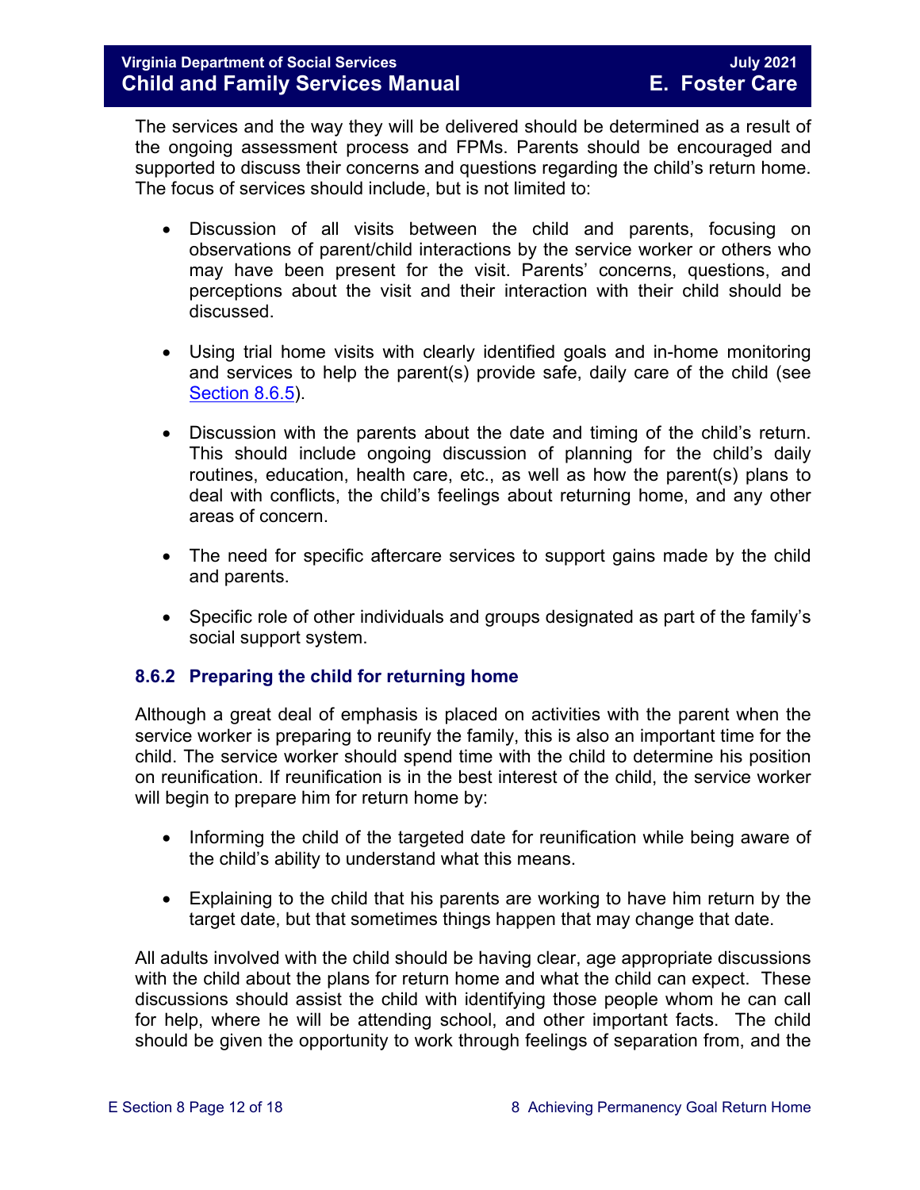The services and the way they will be delivered should be determined as a result of the ongoing assessment process and FPMs. Parents should be encouraged and supported to discuss their concerns and questions regarding the child's return home. The focus of services should include, but is not limited to:

- Discussion of all visits between the child and parents, focusing on observations of parent/child interactions by the service worker or others who may have been present for the visit. Parents' concerns, questions, and perceptions about the visit and their interaction with their child should be discussed.
- Using trial home visits with clearly identified goals and in-home monitoring and services to help the parent(s) provide safe, daily care of the child (see Section 8.6.5).
- Discussion with the parents about the date and timing of the child's return. This should include ongoing discussion of planning for the child's daily routines, education, health care, etc., as well as how the parent(s) plans to deal with conflicts, the child's feelings about returning home, and any other areas of concern.
- The need for specific aftercare services to support gains made by the child and parents.
- Specific role of other individuals and groups designated as part of the family's social support system.

### 8.6.2 Preparing the child for returning home

Although a great deal of emphasis is placed on activities with the parent when the service worker is preparing to reunify the family, this is also an important time for the child. The service worker should spend time with the child to determine his position on reunification. If reunification is in the best interest of the child, the service worker will begin to prepare him for return home by:

- Informing the child of the targeted date for reunification while being aware of the child's ability to understand what this means.
- Explaining to the child that his parents are working to have him return by the target date, but that sometimes things happen that may change that date.

All adults involved with the child should be having clear, age appropriate discussions with the child about the plans for return home and what the child can expect. These discussions should assist the child with identifying those people whom he can call for help, where he will be attending school, and other important facts. The child should be given the opportunity to work through feelings of separation from, and the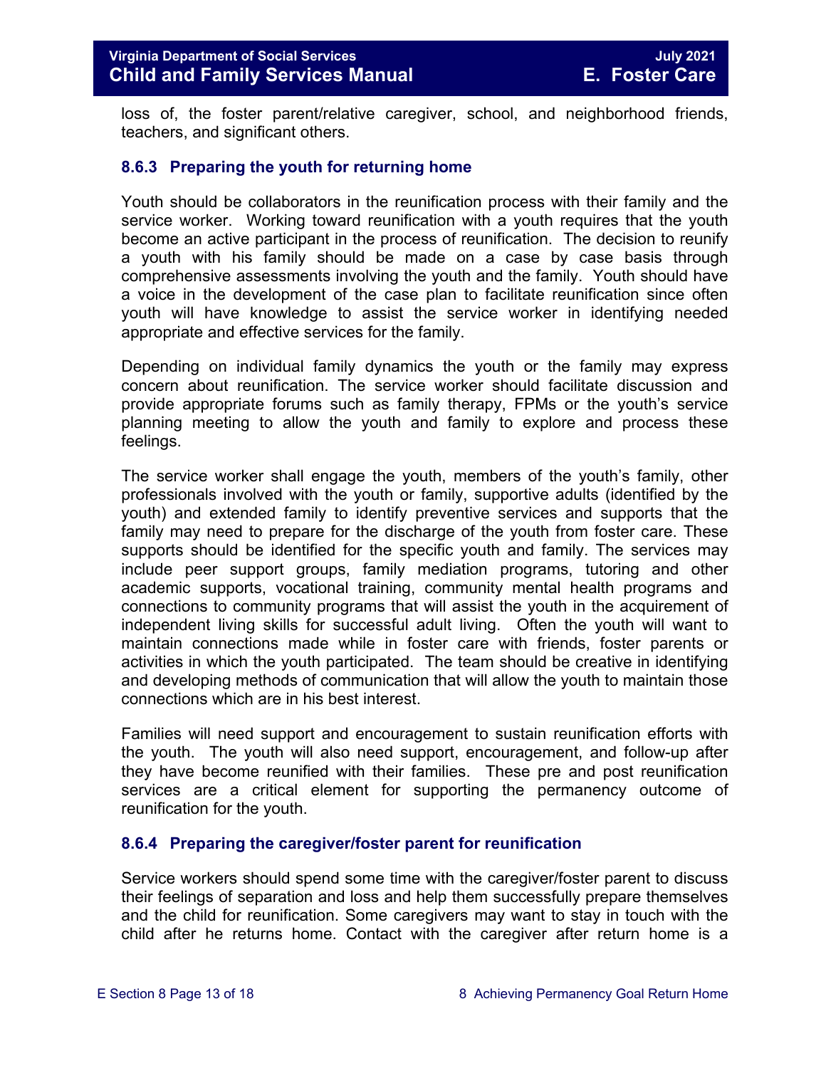loss of, the foster parent/relative caregiver, school, and neighborhood friends, teachers, and significant others.

### 8.6.3 Preparing the youth for returning home

Youth should be collaborators in the reunification process with their family and the service worker. Working toward reunification with a youth requires that the youth become an active participant in the process of reunification. The decision to reunify a youth with his family should be made on a case by case basis through comprehensive assessments involving the youth and the family. Youth should have a voice in the development of the case plan to facilitate reunification since often youth will have knowledge to assist the service worker in identifying needed appropriate and effective services for the family.

Depending on individual family dynamics the youth or the family may express concern about reunification. The service worker should facilitate discussion and provide appropriate forums such as family therapy, FPMs or the youth's service planning meeting to allow the youth and family to explore and process these feelings.

The service worker shall engage the youth, members of the youth's family, other professionals involved with the youth or family, supportive adults (identified by the youth) and extended family to identify preventive services and supports that the family may need to prepare for the discharge of the youth from foster care. These supports should be identified for the specific youth and family. The services may include peer support groups, family mediation programs, tutoring and other academic supports, vocational training, community mental health programs and connections to community programs that will assist the youth in the acquirement of independent living skills for successful adult living. Often the youth will want to maintain connections made while in foster care with friends, foster parents or activities in which the youth participated. The team should be creative in identifying and developing methods of communication that will allow the youth to maintain those connections which are in his best interest.

Families will need support and encouragement to sustain reunification efforts with the youth. The youth will also need support, encouragement, and follow-up after they have become reunified with their families. These pre and post reunification services are a critical element for supporting the permanency outcome of reunification for the youth.

### 8.6.4 Preparing the caregiver/foster parent for reunification

Service workers should spend some time with the caregiver/foster parent to discuss their feelings of separation and loss and help them successfully prepare themselves and the child for reunification. Some caregivers may want to stay in touch with the child after he returns home. Contact with the caregiver after return home is a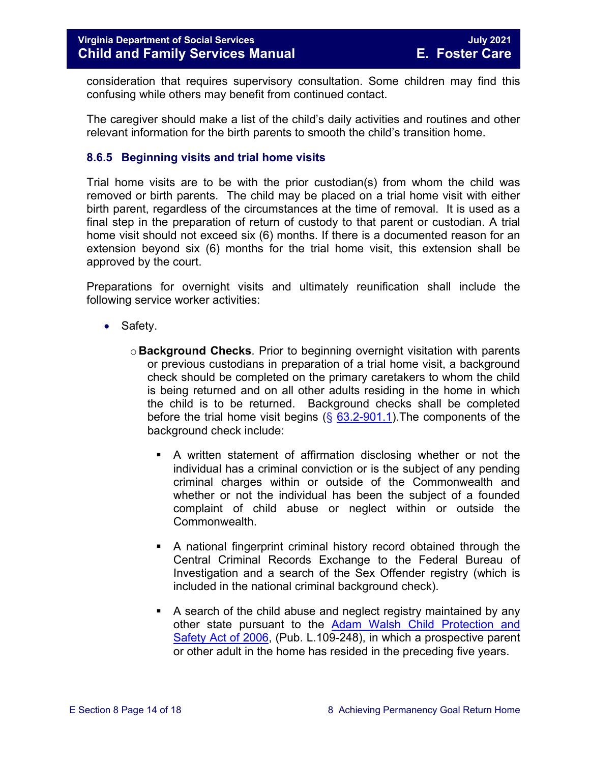consideration that requires supervisory consultation. Some children may find this confusing while others may benefit from continued contact.

The caregiver should make a list of the child's daily activities and routines and other relevant information for the birth parents to smooth the child's transition home.

### 8.6.5 Beginning visits and trial home visits

Trial home visits are to be with the prior custodian(s) from whom the child was removed or birth parents. The child may be placed on a trial home visit with either birth parent, regardless of the circumstances at the time of removal. It is used as a final step in the preparation of return of custody to that parent or custodian. A trial home visit should not exceed six (6) months. If there is a documented reason for an extension beyond six (6) months for the trial home visit, this extension shall be approved by the court.

Preparations for overnight visits and ultimately reunification shall include the following service worker activities:

- Safety.
  - **Background Checks**. Prior to beginning overnight visitation with parents or previous custodians in preparation of a trial home visit, a background check should be completed on the primary caretakers to whom the child is being returned and on all other adults residing in the home in which the child is to be returned. Background checks shall be completed before the trial home visit begins ([§ 63.2-901.1](https://law.lis.virginia.gov/vacode/title63.2/chapter9/section63.2-901.1/)).The components of the background check include:
    - A written statement of affirmation disclosing whether or not the individual has a criminal conviction or is the subject of any pending criminal charges within or outside of the Commonwealth and whether or not the individual has been the subject of a founded complaint of child abuse or neglect within or outside the Commonwealth.
    - A national fingerprint criminal history record obtained through the Central Criminal Records Exchange to the Federal Bureau of Investigation and a search of the Sex Offender registry (which is included in the national criminal background check).
    - A search of the child abuse and neglect registry maintained by any other state pursuant to the Adam Walsh Child Protection and Safety Act of 2006, (Pub. L.109-248), in which a prospective parent or other adult in the home has resided in the preceding five years.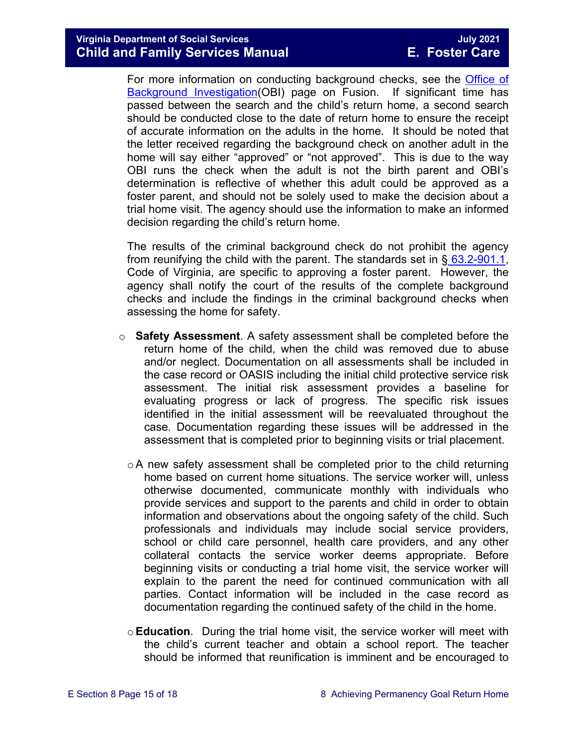For more information on conducting background checks, see the [Office of Background Investigation](#)(OBI) page on Fusion. If significant time has passed between the search and the child's return home, a second search should be conducted close to the date of return home to ensure the receipt of accurate information on the adults in the home. It should be noted that the letter received regarding the background check on another adult in the home will say either "approved" or "not approved". This is due to the way OBI runs the check when the adult is not the birth parent and OBI's determination is reflective of whether this adult could be approved as a foster parent, and should not be solely used to make the decision about a trial home visit. The agency should use the information to make an informed decision regarding the child's return home.

The results of the criminal background check do not prohibit the agency from reunifying the child with the parent. The standards set in § 63.2-901.1, Code of Virginia, are specific to approving a foster parent. However, the agency shall notify the court of the results of the complete background checks and include the findings in the criminal background checks when assessing the home for safety.

- **Safety Assessment**. A safety assessment shall be completed before the return home of the child, when the child was removed due to abuse and/or neglect. Documentation on all assessments shall be included in the case record or OASIS including the initial child protective service risk assessment. The initial risk assessment provides a baseline for evaluating progress or lack of progress. The specific risk issues identified in the initial assessment will be reevaluated throughout the case. Documentation regarding these issues will be addressed in the assessment that is completed prior to beginning visits or trial placement.

- A new safety assessment shall be completed prior to the child returning home based on current home situations. The service worker will, unless otherwise documented, communicate monthly with individuals who provide services and support to the parents and child in order to obtain information and observations about the ongoing safety of the child. Such professionals and individuals may include social service providers, school or child care personnel, health care providers, and any other collateral contacts the service worker deems appropriate. Before beginning visits or conducting a trial home visit, the service worker will explain to the parent the need for continued communication with all parties. Contact information will be included in the case record as documentation regarding the continued safety of the child in the home.

- **Education**. During the trial home visit, the service worker will meet with the child's current teacher and obtain a school report. The teacher should be informed that reunification is imminent and be encouraged to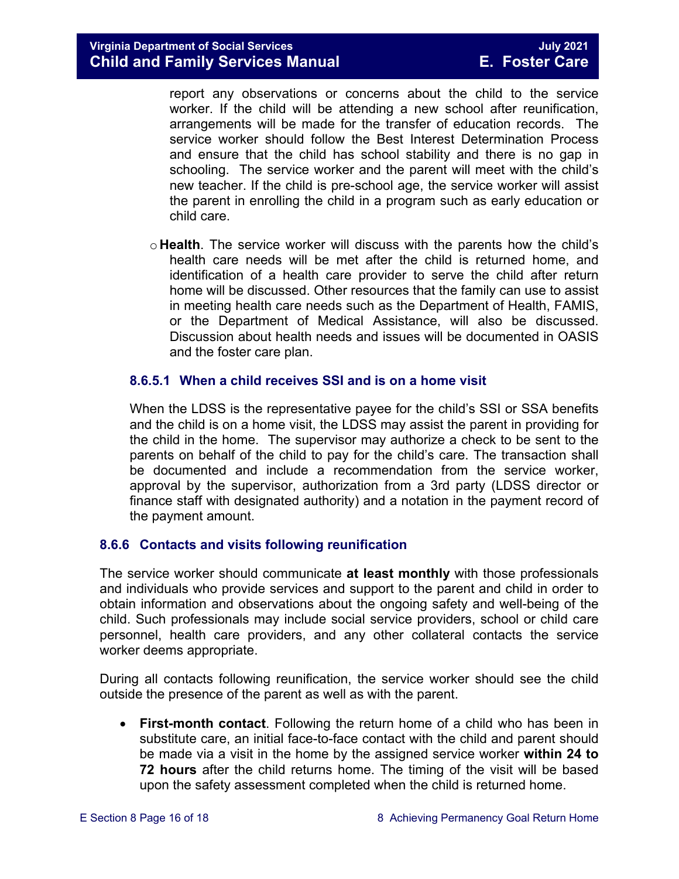report any observations or concerns about the child to the service worker. If the child will be attending a new school after reunification, arrangements will be made for the transfer of education records. The service worker should follow the Best Interest Determination Process and ensure that the child has school stability and there is no gap in schooling. The service worker and the parent will meet with the child's new teacher. If the child is pre-school age, the service worker will assist the parent in enrolling the child in a program such as early education or child care.

- **Health**. The service worker will discuss with the parents how the child's health care needs will be met after the child is returned home, and identification of a health care provider to serve the child after return home will be discussed. Other resources that the family can use to assist in meeting health care needs such as the Department of Health, FAMIS, or the Department of Medical Assistance, will also be discussed. Discussion about health needs and issues will be documented in OASIS and the foster care plan.

#### 8.6.5.1 When a child receives SSI and is on a home visit

When the LDSS is the representative payee for the child's SSI or SSA benefits and the child is on a home visit, the LDSS may assist the parent in providing for the child in the home. The supervisor may authorize a check to be sent to the parents on behalf of the child to pay for the child's care. The transaction shall be documented and include a recommendation from the service worker, approval by the supervisor, authorization from a 3rd party (LDSS director or finance staff with designated authority) and a notation in the payment record of the payment amount.

### 8.6.6 Contacts and visits following reunification

The service worker should communicate **at least monthly** with those professionals and individuals who provide services and support to the parent and child in order to obtain information and observations about the ongoing safety and well-being of the child. Such professionals may include social service providers, school or child care personnel, health care providers, and any other collateral contacts the service worker deems appropriate.

During all contacts following reunification, the service worker should see the child outside the presence of the parent as well as with the parent.

- **First-month contact**. Following the return home of a child who has been in substitute care, an initial face-to-face contact with the child and parent should be made via a visit in the home by the assigned service worker **within 24 to 72 hours** after the child returns home. The timing of the visit will be based upon the safety assessment completed when the child is returned home.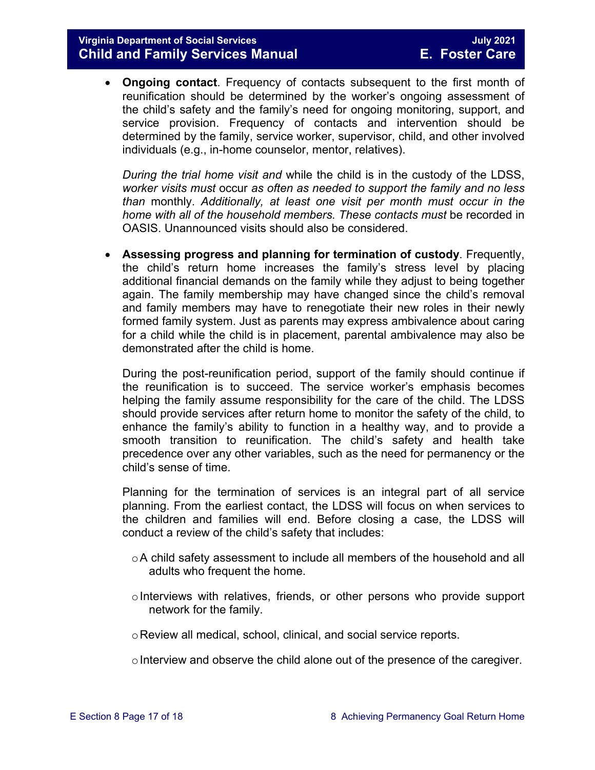- **Ongoing contact**. Frequency of contacts subsequent to the first month of reunification should be determined by the worker's ongoing assessment of the child's safety and the family's need for ongoing monitoring, support, and service provision. Frequency of contacts and intervention should be determined by the family, service worker, supervisor, child, and other involved individuals (e.g., in-home counselor, mentor, relatives).

  *During the trial home visit and* while the child is in the custody of the LDSS, *worker visits must* occur *as often as needed to support the family and no less than* monthly. *Additionally, at least one visit per month must occur in the home with all of the household members. These contacts must* be recorded in OASIS. Unannounced visits should also be considered.

- **Assessing progress and planning for termination of custody**. Frequently, the child's return home increases the family's stress level by placing additional financial demands on the family while they adjust to being together again. The family membership may have changed since the child's removal and family members may have to renegotiate their new roles in their newly formed family system. Just as parents may express ambivalence about caring for a child while the child is in placement, parental ambivalence may also be demonstrated after the child is home.

  During the post-reunification period, support of the family should continue if the reunification is to succeed. The service worker's emphasis becomes helping the family assume responsibility for the care of the child. The LDSS should provide services after return home to monitor the safety of the child, to enhance the family's ability to function in a healthy way, and to provide a smooth transition to reunification. The child's safety and health take precedence over any other variables, such as the need for permanency or the child's sense of time.

  Planning for the termination of services is an integral part of all service planning. From the earliest contact, the LDSS will focus on when services to the children and families will end. Before closing a case, the LDSS will conduct a review of the child's safety that includes:

  - A child safety assessment to include all members of the household and all adults who frequent the home.
  - Interviews with relatives, friends, or other persons who provide support network for the family.
  - Review all medical, school, clinical, and social service reports.
  - Interview and observe the child alone out of the presence of the caregiver.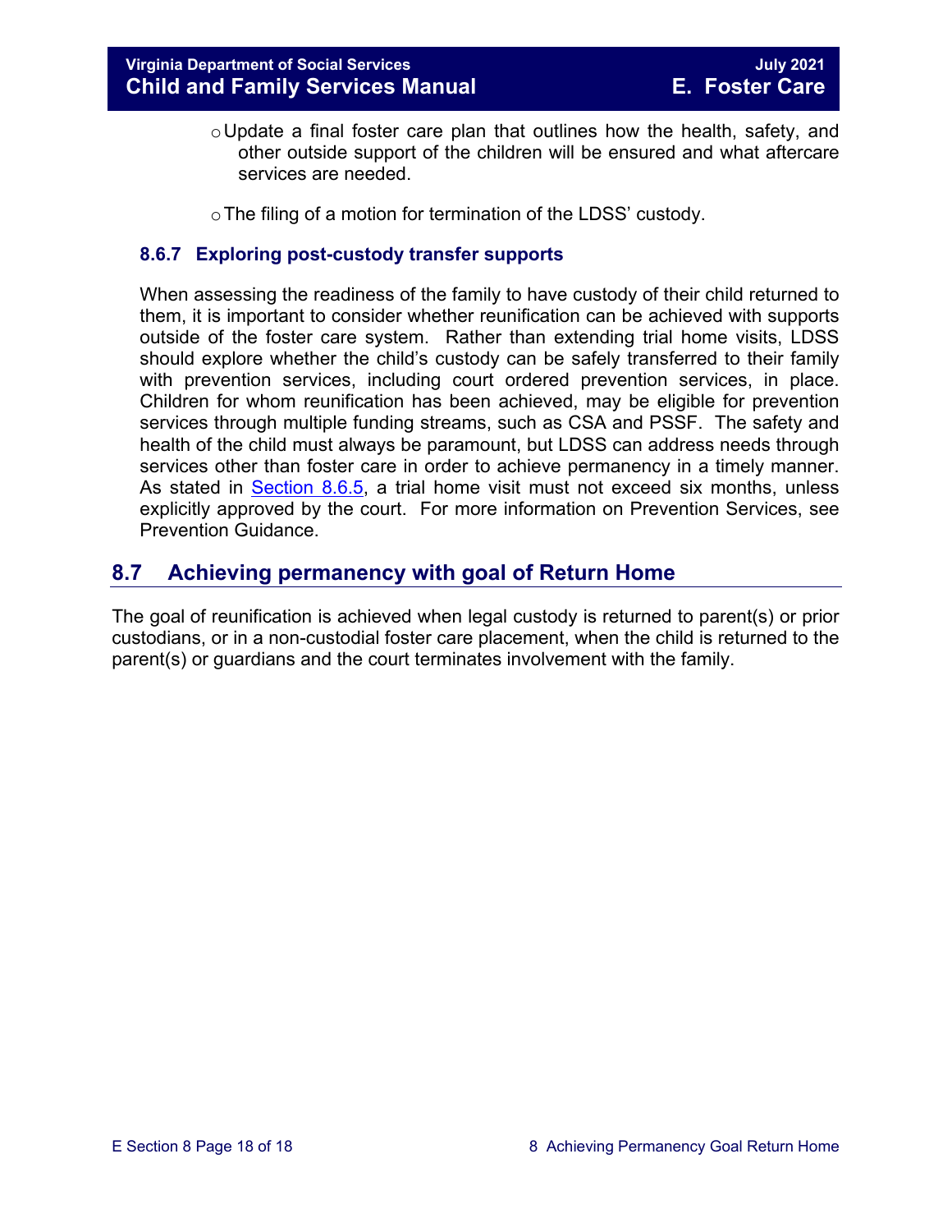- Update a final foster care plan that outlines how the health, safety, and other outside support of the children will be ensured and what aftercare services are needed.

- The filing of a motion for termination of the LDSS' custody.

### 8.6.7 Exploring post-custody transfer supports

When assessing the readiness of the family to have custody of their child returned to them, it is important to consider whether reunification can be achieved with supports outside of the foster care system. Rather than extending trial home visits, LDSS should explore whether the child's custody can be safely transferred to their family with prevention services, including court ordered prevention services, in place. Children for whom reunification has been achieved, may be eligible for prevention services through multiple funding streams, such as CSA and PSSF. The safety and health of the child must always be paramount, but LDSS can address needs through services other than foster care in order to achieve permanency in a timely manner. As stated in Section 8.6.5, a trial home visit must not exceed six months, unless explicitly approved by the court. For more information on Prevention Services, see Prevention Guidance.

## 8.7 Achieving permanency with goal of Return Home

The goal of reunification is achieved when legal custody is returned to parent(s) or prior custodians, or in a non-custodial foster care placement, when the child is returned to the parent(s) or guardians and the court terminates involvement with the family.